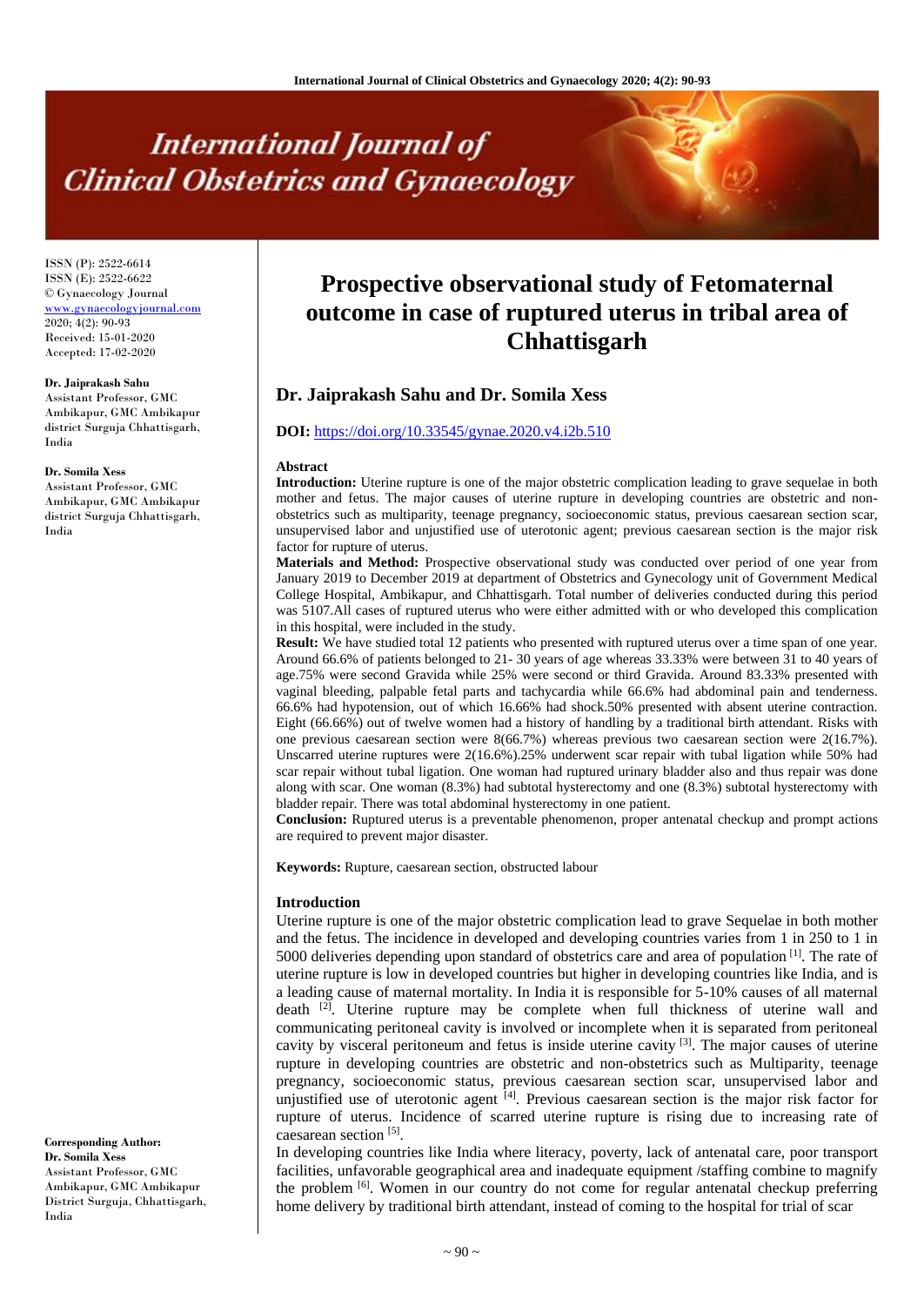# Prospective observational study of Fetomaternal outcome in case of ruptured uterus in tribal area of Chhattisgarh

## Dr. Jaiprakash Sahu and Dr. Somila Xess

**DOI:** https://doi.org/10.33545/gynae.2020.v4.i2b.510

ISSN (P): 2522-6614
ISSN (E): 2522-6622
© Gynaecology Journal
www.gynaecologyjournal.com
2020; 4(2): 90-93
Received: 15-01-2020
Accepted: 17-02-2020

**Dr. Jaiprakash Sahu**
Assistant Professor, GMC Ambikapur, GMC Ambikapur district Surguja Chhattisgarh, India

**Dr. Somila Xess**
Assistant Professor, GMC Ambikapur, GMC Ambikapur district Surguja Chhattisgarh, India

**Corresponding Author:**
**Dr. Somila Xess**
Assistant Professor, GMC Ambikapur, GMC Ambikapur District Surguja, Chhattisgarh, India

### Abstract

**Introduction:** Uterine rupture is one of the major obstetric complication leading to grave sequelae in both mother and fetus. The major causes of uterine rupture in developing countries are obstetric and non-obstetrics such as multiparity, teenage pregnancy, socioeconomic status, previous caesarean section scar, unsupervised labor and unjustified use of uterotonic agent; previous caesarean section is the major risk factor for rupture of uterus.

**Materials and Method:** Prospective observational study was conducted over period of one year from January 2019 to December 2019 at department of Obstetrics and Gynecology unit of Government Medical College Hospital, Ambikapur, and Chhattisgarh. Total number of deliveries conducted during this period was 5107.All cases of ruptured uterus who were either admitted with or who developed this complication in this hospital, were included in the study.

**Result:** We have studied total 12 patients who presented with ruptured uterus over a time span of one year. Around 66.6% of patients belonged to 21- 30 years of age whereas 33.33% were between 31 to 40 years of age.75% were second Gravida while 25% were second or third Gravida. Around 83.33% presented with vaginal bleeding, palpable fetal parts and tachycardia while 66.6% had abdominal pain and tenderness. 66.6% had hypotension, out of which 16.66% had shock.50% presented with absent uterine contraction. Eight (66.66%) out of twelve women had a history of handling by a traditional birth attendant. Risks with one previous caesarean section were 8(66.7%) whereas previous two caesarean section were 2(16.7%). Unscarred uterine ruptures were 2(16.6%).25% underwent scar repair with tubal ligation while 50% had scar repair without tubal ligation. One woman had ruptured urinary bladder also and thus repair was done along with scar. One woman (8.3%) had subtotal hysterectomy and one (8.3%) subtotal hysterectomy with bladder repair. There was total abdominal hysterectomy in one patient.

**Conclusion:** Ruptured uterus is a preventable phenomenon, proper antenatal checkup and prompt actions are required to prevent major disaster.

**Keywords:** Rupture, caesarean section, obstructed labour

### Introduction

Uterine rupture is one of the major obstetric complication lead to grave Sequelae in both mother and the fetus. The incidence in developed and developing countries varies from 1 in 250 to 1 in 5000 deliveries depending upon standard of obstetrics care and area of population [1]. The rate of uterine rupture is low in developed countries but higher in developing countries like India, and is a leading cause of maternal mortality. In India it is responsible for 5-10% causes of all maternal death [2]. Uterine rupture may be complete when full thickness of uterine wall and communicating peritoneal cavity is involved or incomplete when it is separated from peritoneal cavity by visceral peritoneum and fetus is inside uterine cavity [3]. The major causes of uterine rupture in developing countries are obstetric and non-obstetrics such as Multiparity, teenage pregnancy, socioeconomic status, previous caesarean section scar, unsupervised labor and unjustified use of uterotonic agent [4]. Previous caesarean section is the major risk factor for rupture of uterus. Incidence of scarred uterine rupture is rising due to increasing rate of caesarean section [5].

In developing countries like India where literacy, poverty, lack of antenatal care, poor transport facilities, unfavorable geographical area and inadequate equipment /staffing combine to magnify the problem [6]. Women in our country do not come for regular antenatal checkup preferring home delivery by traditional birth attendant, instead of coming to the hospital for trial of scar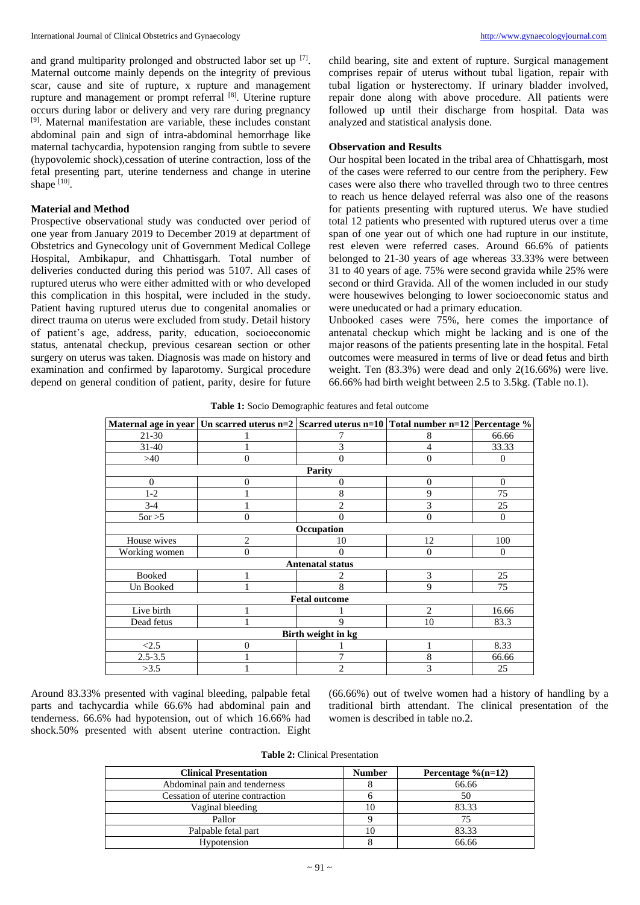and grand multiparity prolonged and obstructed labor set up [7]. Maternal outcome mainly depends on the integrity of previous scar, cause and site of rupture, x rupture and management rupture and management or prompt referral [8]. Uterine rupture occurs during labor or delivery and very rare during pregnancy [9]. Maternal manifestation are variable, these includes constant abdominal pain and sign of intra-abdominal hemorrhage like maternal tachycardia, hypotension ranging from subtle to severe (hypovolemic shock),cessation of uterine contraction, loss of the fetal presenting part, uterine tenderness and change in uterine shape [10].

## Material and Method

Prospective observational study was conducted over period of one year from January 2019 to December 2019 at department of Obstetrics and Gynecology unit of Government Medical College Hospital, Ambikapur, and Chhattisgarh. Total number of deliveries conducted during this period was 5107. All cases of ruptured uterus who were either admitted with or who developed this complication in this hospital, were included in the study. Patient having ruptured uterus due to congenital anomalies or direct trauma on uterus were excluded from study. Detail history of patient's age, address, parity, education, socioeconomic status, antenatal checkup, previous cesarean section or other surgery on uterus was taken. Diagnosis was made on history and examination and confirmed by laparotomy. Surgical procedure depend on general condition of patient, parity, desire for future child bearing, site and extent of rupture. Surgical management comprises repair of uterus without tubal ligation, repair with tubal ligation or hysterectomy. If urinary bladder involved, repair done along with above procedure. All patients were followed up until their discharge from hospital. Data was analyzed and statistical analysis done.

## Observation and Results

Our hospital been located in the tribal area of Chhattisgarh, most of the cases were referred to our centre from the periphery. Few cases were also there who travelled through two to three centres to reach us hence delayed referral was also one of the reasons for patients presenting with ruptured uterus. We have studied total 12 patients who presented with ruptured uterus over a time span of one year out of which one had rupture in our institute, rest eleven were referred cases. Around 66.6% of patients belonged to 21-30 years of age whereas 33.33% were between 31 to 40 years of age. 75% were second gravida while 25% were second or third Gravida. All of the women included in our study were housewives belonging to lower socioeconomic status and were uneducated or had a primary education.

Unbooked cases were 75%, here comes the importance of antenatal checkup which might be lacking and is one of the major reasons of the patients presenting late in the hospital. Fetal outcomes were measured in terms of live or dead fetus and birth weight. Ten (83.3%) were dead and only 2(16.66%) were live. 66.66% had birth weight between 2.5 to 3.5kg. (Table no.1).

**Table 1:** Socio Demographic features and fetal outcome

| Maternal age in year | Un scarred uterus n=2 | Scarred uterus n=10 | Total number n=12 | Percentage % |
|---|---|---|---|---|
| 21-30 | 1 | 7 | 8 | 66.66 |
| 31-40 | 1 | 3 | 4 | 33.33 |
| >40 | 0 | 0 | 0 | 0 |
| **Parity** | | | | |
| 0 | 0 | 0 | 0 | 0 |
| 1-2 | 1 | 8 | 9 | 75 |
| 3-4 | 1 | 2 | 3 | 25 |
| 5or >5 | 0 | 0 | 0 | 0 |
| **Occupation** | | | | |
| House wives | 2 | 10 | 12 | 100 |
| Working women | 0 | 0 | 0 | 0 |
| **Antenatal status** | | | | |
| Booked | 1 | 2 | 3 | 25 |
| Un Booked | 1 | 8 | 9 | 75 |
| **Fetal outcome** | | | | |
| Live birth | 1 | 1 | 2 | 16.66 |
| Dead fetus | 1 | 9 | 10 | 83.3 |
| **Birth weight in kg** | | | | |
| <2.5 | 0 | 1 | 1 | 8.33 |
| 2.5-3.5 | 1 | 7 | 8 | 66.66 |
| >3.5 | 1 | 2 | 3 | 25 |

Around 83.33% presented with vaginal bleeding, palpable fetal parts and tachycardia while 66.6% had abdominal pain and tenderness. 66.6% had hypotension, out of which 16.66% had shock.50% presented with absent uterine contraction. Eight (66.66%) out of twelve women had a history of handling by a traditional birth attendant. The clinical presentation of the women is described in table no.2.

**Table 2:** Clinical Presentation

| Clinical Presentation | Number | Percentage %(n=12) |
|---|---|---|
| Abdominal pain and tenderness | 8 | 66.66 |
| Cessation of uterine contraction | 6 | 50 |
| Vaginal bleeding | 10 | 83.33 |
| Pallor | 9 | 75 |
| Palpable fetal part | 10 | 83.33 |
| Hypotension | 8 | 66.66 |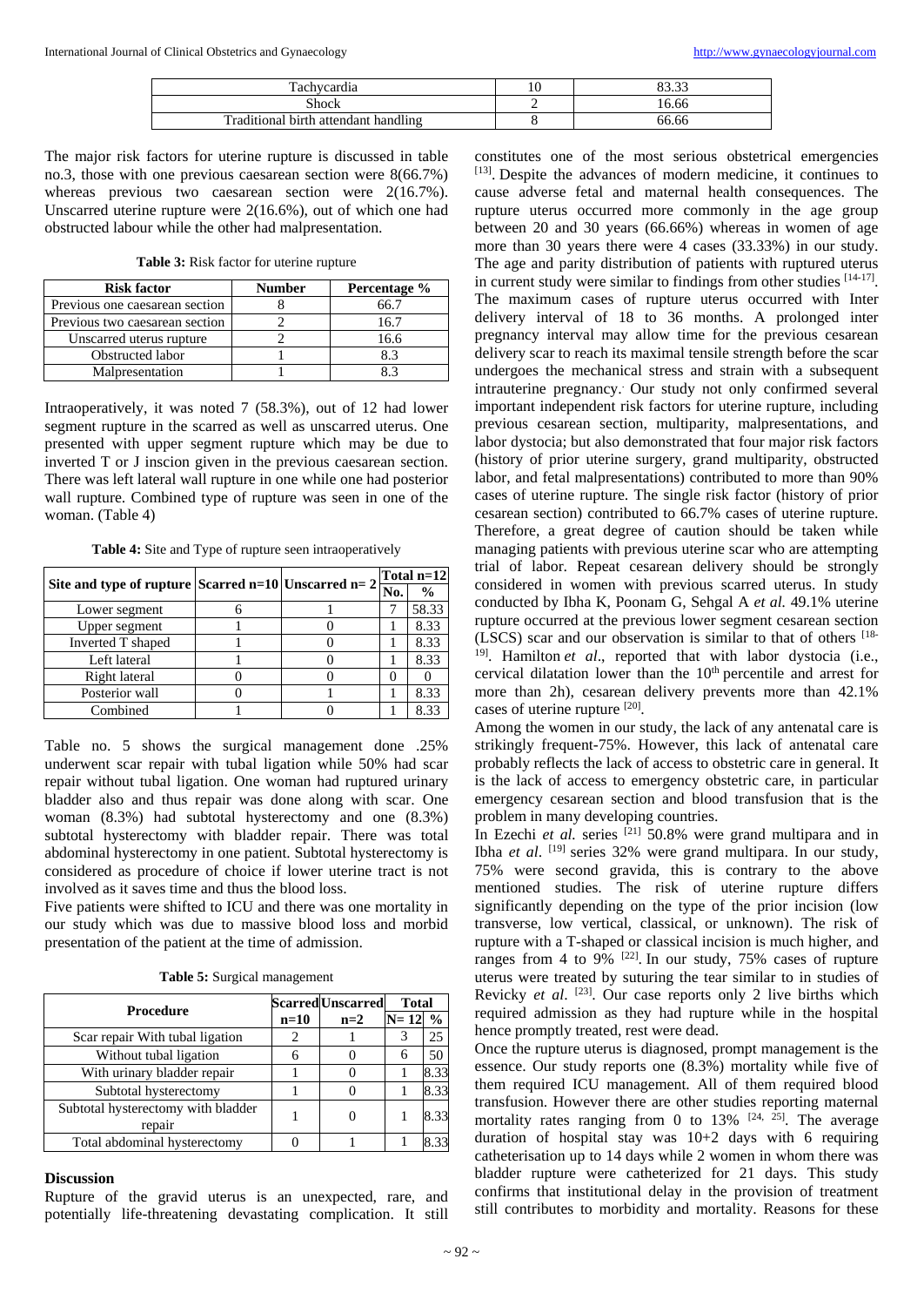| Tachycardia | 10 | 83.33 |
| --- | --- | --- |
| Shock | 2 | 16.66 |
| Traditional birth attendant handling | 8 | 66.66 |

The major risk factors for uterine rupture is discussed in table no.3, those with one previous caesarean section were 8(66.7%) whereas previous two caesarean section were 2(16.7%). Unscarred uterine rupture were 2(16.6%), out of which one had obstructed labour while the other had malpresentation.

**Table 3:** Risk factor for uterine rupture

| Risk factor | Number | Percentage % |
| --- | --- | --- |
| Previous one caesarean section | 8 | 66.7 |
| Previous two caesarean section | 2 | 16.7 |
| Unscarred uterus rupture | 2 | 16.6 |
| Obstructed labor | 1 | 8.3 |
| Malpresentation | 1 | 8.3 |

Intraoperatively, it was noted 7 (58.3%), out of 12 had lower segment rupture in the scarred as well as unscarred uterus. One presented with upper segment rupture which may be due to inverted T or J inscion given in the previous caesarean section. There was left lateral wall rupture in one while one had posterior wall rupture. Combined type of rupture was seen in one of the woman. (Table 4)

**Table 4:** Site and Type of rupture seen intraoperatively

| Site and type of rupture | Scarred n=10 | Unscarred n= 2 | Total n=12 | |
| --- | --- | --- | --- | --- |
| | | | No. | % |
| Lower segment | 6 | 1 | 7 | 58.33 |
| Upper segment | 1 | 0 | 1 | 8.33 |
| Inverted T shaped | 1 | 0 | 1 | 8.33 |
| Left lateral | 1 | 0 | 1 | 8.33 |
| Right lateral | 0 | 0 | 0 | 0 |
| Posterior wall | 0 | 1 | 1 | 8.33 |
| Combined | 1 | 0 | 1 | 8.33 |

Table no. 5 shows the surgical management done .25% underwent scar repair with tubal ligation while 50% had scar repair without tubal ligation. One woman had ruptured urinary bladder also and thus repair was done along with scar. One woman (8.3%) had subtotal hysterectomy and one (8.3%) subtotal hysterectomy with bladder repair. There was total abdominal hysterectomy in one patient. Subtotal hysterectomy is considered as procedure of choice if lower uterine tract is not involved as it saves time and thus the blood loss.

Five patients were shifted to ICU and there was one mortality in our study which was due to massive blood loss and morbid presentation of the patient at the time of admission.

**Table 5:** Surgical management

| Procedure | Scarred n=10 | Unscarred n=2 | Total | |
| --- | --- | --- | --- | --- |
| | | | N= 12 | % |
| Scar repair With tubal ligation | 2 | 1 | 3 | 25 |
| Without tubal ligation | 6 | 0 | 6 | 50 |
| With urinary bladder repair | 1 | 0 | 1 | 8.33 |
| Subtotal hysterectomy | 1 | 0 | 1 | 8.33 |
| Subtotal hysterectomy with bladder repair | 1 | 0 | 1 | 8.33 |
| Total abdominal hysterectomy | 0 | 1 | 1 | 8.33 |

## Discussion

Rupture of the gravid uterus is an unexpected, rare, and potentially life-threatening devastating complication. It still constitutes one of the most serious obstetrical emergencies [13]. Despite the advances of modern medicine, it continues to cause adverse fetal and maternal health consequences. The rupture uterus occurred more commonly in the age group between 20 and 30 years (66.66%) whereas in women of age more than 30 years there were 4 cases (33.33%) in our study. The age and parity distribution of patients with ruptured uterus in current study were similar to findings from other studies [14-17]. The maximum cases of rupture uterus occurred with Inter delivery interval of 18 to 36 months. A prolonged inter pregnancy interval may allow time for the previous cesarean delivery scar to reach its maximal tensile strength before the scar undergoes the mechanical stress and strain with a subsequent intrauterine pregnancy. Our study not only confirmed several important independent risk factors for uterine rupture, including previous cesarean section, multiparity, malpresentations, and labor dystocia; but also demonstrated that four major risk factors (history of prior uterine surgery, grand multiparity, obstructed labor, and fetal malpresentations) contributed to more than 90% cases of uterine rupture. The single risk factor (history of prior cesarean section) contributed to 66.7% cases of uterine rupture. Therefore, a great degree of caution should be taken while managing patients with previous uterine scar who are attempting trial of labor. Repeat cesarean delivery should be strongly considered in women with previous scarred uterus. In study conducted by Ibha K, Poonam G, Sehgal A *et al.* 49.1% uterine rupture occurred at the previous lower segment cesarean section (LSCS) scar and our observation is similar to that of others [18-19]. Hamilton *et al*., reported that with labor dystocia (i.e., cervical dilatation lower than the 10th percentile and arrest for more than 2h), cesarean delivery prevents more than 42.1% cases of uterine rupture [20].

Among the women in our study, the lack of any antenatal care is strikingly frequent-75%. However, this lack of antenatal care probably reflects the lack of access to obstetric care in general. It is the lack of access to emergency obstetric care, in particular emergency cesarean section and blood transfusion that is the problem in many developing countries.

In Ezechi *et al.* series [21] 50.8% were grand multipara and in Ibha *et al*. [19] series 32% were grand multipara. In our study, 75% were second gravida, this is contrary to the above mentioned studies. The risk of uterine rupture differs significantly depending on the type of the prior incision (low transverse, low vertical, classical, or unknown). The risk of rupture with a T-shaped or classical incision is much higher, and ranges from 4 to 9% [22]. In our study, 75% cases of rupture uterus were treated by suturing the tear similar to in studies of Revicky *et al*. [23]. Our case reports only 2 live births which required admission as they had rupture while in the hospital hence promptly treated, rest were dead.

Once the rupture uterus is diagnosed, prompt management is the essence. Our study reports one (8.3%) mortality while five of them required ICU management. All of them required blood transfusion. However there are other studies reporting maternal mortality rates ranging from 0 to 13% [24, 25]. The average duration of hospital stay was 10+2 days with 6 requiring catheterisation up to 14 days while 2 women in whom there was bladder rupture were catheterized for 21 days. This study confirms that institutional delay in the provision of treatment still contributes to morbidity and mortality. Reasons for these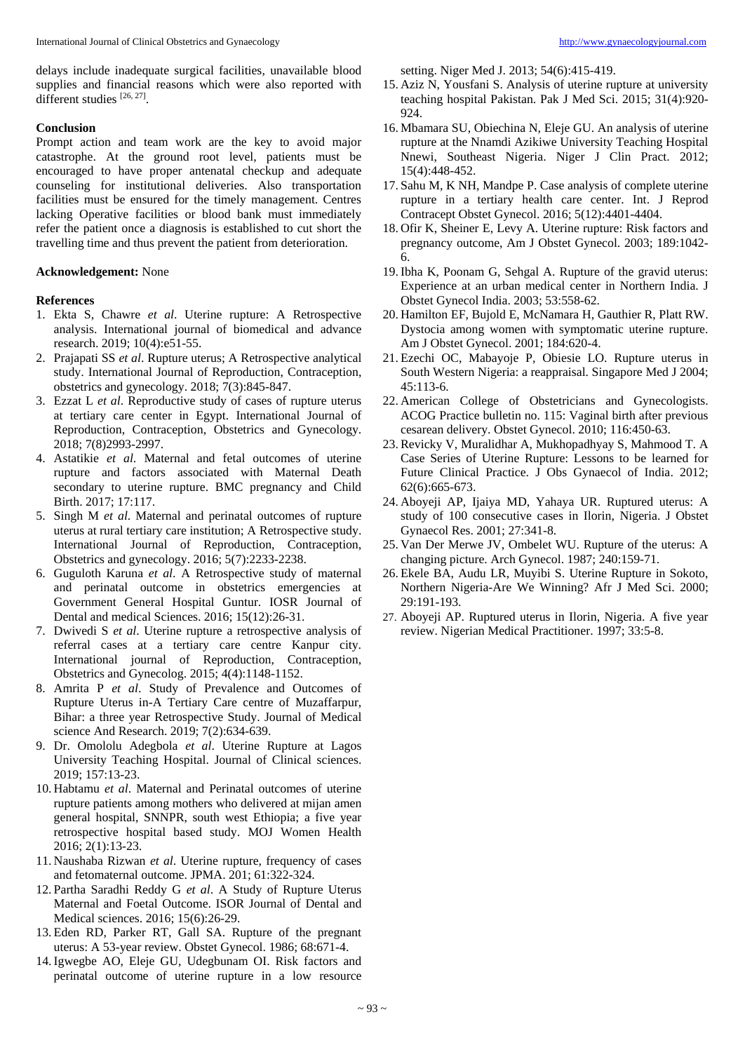delays include inadequate surgical facilities, unavailable blood supplies and financial reasons which were also reported with different studies [26, 27].

**Conclusion**

Prompt action and team work are the key to avoid major catastrophe. At the ground root level, patients must be encouraged to have proper antenatal checkup and adequate counseling for institutional deliveries. Also transportation facilities must be ensured for the timely management. Centres lacking Operative facilities or blood bank must immediately refer the patient once a diagnosis is established to cut short the travelling time and thus prevent the patient from deterioration.

**Acknowledgement:** None

**References**

1. Ekta S, Chawre *et al*. Uterine rupture: A Retrospective analysis. International journal of biomedical and advance research. 2019; 10(4):e51-55.
2. Prajapati SS *et al*. Rupture uterus; A Retrospective analytical study. International Journal of Reproduction, Contraception, obstetrics and gynecology. 2018; 7(3):845-847.
3. Ezzat L *et al*. Reproductive study of cases of rupture uterus at tertiary care center in Egypt. International Journal of Reproduction, Contraception, Obstetrics and Gynecology. 2018; 7(8)2993-2997.
4. Astatikie *et al*. Maternal and fetal outcomes of uterine rupture and factors associated with Maternal Death secondary to uterine rupture. BMC pregnancy and Child Birth. 2017; 17:117.
5. Singh M *et al*. Maternal and perinatal outcomes of rupture uterus at rural tertiary care institution; A Retrospective study. International Journal of Reproduction, Contraception, Obstetrics and gynecology. 2016; 5(7):2233-2238.
6. Guguloth Karuna *et al*. A Retrospective study of maternal and perinatal outcome in obstetrics emergencies at Government General Hospital Guntur. IOSR Journal of Dental and medical Sciences. 2016; 15(12):26-31.
7. Dwivedi S *et al*. Uterine rupture a retrospective analysis of referral cases at a tertiary care centre Kanpur city. International journal of Reproduction, Contraception, Obstetrics and Gynecolog. 2015; 4(4):1148-1152.
8. Amrita P *et al*. Study of Prevalence and Outcomes of Rupture Uterus in-A Tertiary Care centre of Muzaffarpur, Bihar: a three year Retrospective Study. Journal of Medical science And Research. 2019; 7(2):634-639.
9. Dr. Omololu Adegbola *et al*. Uterine Rupture at Lagos University Teaching Hospital. Journal of Clinical sciences. 2019; 157:13-23.
10. Habtamu *et al*. Maternal and Perinatal outcomes of uterine rupture patients among mothers who delivered at mijan amen general hospital, SNNPR, south west Ethiopia; a five year retrospective hospital based study. MOJ Women Health 2016; 2(1):13-23.
11. Naushaba Rizwan *et al*. Uterine rupture, frequency of cases and fetomaternal outcome. JPMA. 201; 61:322-324.
12. Partha Saradhi Reddy G *et al*. A Study of Rupture Uterus Maternal and Foetal Outcome. ISOR Journal of Dental and Medical sciences. 2016; 15(6):26-29.
13. Eden RD, Parker RT, Gall SA. Rupture of the pregnant uterus: A 53-year review. Obstet Gynecol. 1986; 68:671-4.
14. Igwegbe AO, Eleje GU, Udegbunam OI. Risk factors and perinatal outcome of uterine rupture in a low resource setting. Niger Med J. 2013; 54(6):415-419.
15. Aziz N, Yousfani S. Analysis of uterine rupture at university teaching hospital Pakistan. Pak J Med Sci. 2015; 31(4):920-924.
16. Mbamara SU, Obiechina N, Eleje GU. An analysis of uterine rupture at the Nnamdi Azikiwe University Teaching Hospital Nnewi, Southeast Nigeria. Niger J Clin Pract. 2012; 15(4):448-452.
17. Sahu M, K NH, Mandpe P. Case analysis of complete uterine rupture in a tertiary health care center. Int. J Reprod Contracept Obstet Gynecol. 2016; 5(12):4401-4404.
18. Ofir K, Sheiner E, Levy A. Uterine rupture: Risk factors and pregnancy outcome, Am J Obstet Gynecol. 2003; 189:1042-6.
19. Ibha K, Poonam G, Sehgal A. Rupture of the gravid uterus: Experience at an urban medical center in Northern India. J Obstet Gynecol India. 2003; 53:558-62.
20. Hamilton EF, Bujold E, McNamara H, Gauthier R, Platt RW. Dystocia among women with symptomatic uterine rupture. Am J Obstet Gynecol. 2001; 184:620-4.
21. Ezechi OC, Mabayoje P, Obiesie LO. Rupture uterus in South Western Nigeria: a reappraisal. Singapore Med J 2004; 45:113-6.
22. American College of Obstetricians and Gynecologists. ACOG Practice bulletin no. 115: Vaginal birth after previous cesarean delivery. Obstet Gynecol. 2010; 116:450-63.
23. Revicky V, Muralidhar A, Mukhopadhyay S, Mahmood T. A Case Series of Uterine Rupture: Lessons to be learned for Future Clinical Practice. J Obs Gynaecol of India. 2012; 62(6):665-673.
24. Aboyeji AP, Ijaiya MD, Yahaya UR. Ruptured uterus: A study of 100 consecutive cases in Ilorin, Nigeria. J Obstet Gynaecol Res. 2001; 27:341-8.
25. Van Der Merwe JV, Ombelet WU. Rupture of the uterus: A changing picture. Arch Gynecol. 1987; 240:159-71.
26. Ekele BA, Audu LR, Muyibi S. Uterine Rupture in Sokoto, Northern Nigeria-Are We Winning? Afr J Med Sci. 2000; 29:191-193.
27. Aboyeji AP. Ruptured uterus in Ilorin, Nigeria. A five year review. Nigerian Medical Practitioner. 1997; 33:5-8.